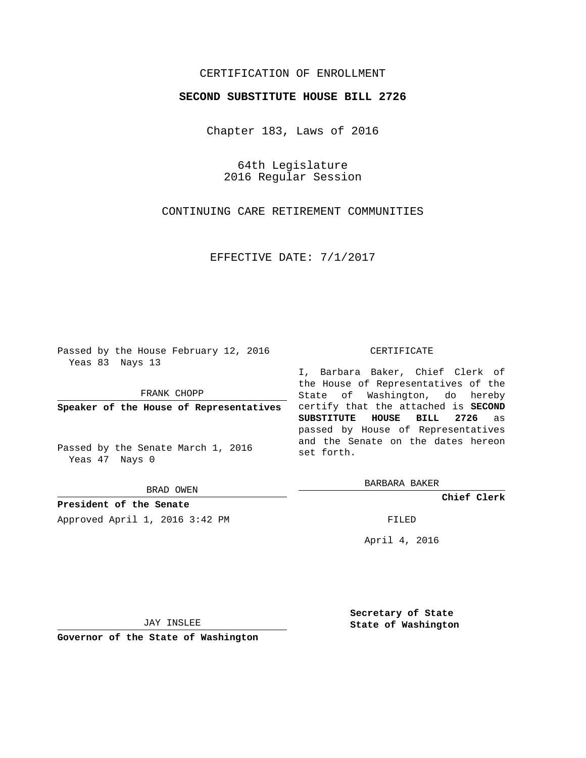CERTIFICATION OF ENROLLMENT

**SECOND SUBSTITUTE HOUSE BILL 2726**

Chapter 183, Laws of 2016

64th Legislature
2016 Regular Session

CONTINUING CARE RETIREMENT COMMUNITIES

EFFECTIVE DATE: 7/1/2017

Passed by the House February 12, 2016
Yeas 83 Nays 13

FRANK CHOPP

**Speaker of the House of Representatives**

Passed by the Senate March 1, 2016
Yeas 47 Nays 0

BRAD OWEN

**President of the Senate**

Approved April 1, 2016 3:42 PM

JAY INSLEE

**Governor of the State of Washington**

CERTIFICATE

I, Barbara Baker, Chief Clerk of the House of Representatives of the State of Washington, do hereby certify that the attached is **SECOND SUBSTITUTE HOUSE BILL 2726** as passed by House of Representatives and the Senate on the dates hereon set forth.

BARBARA BAKER

**Chief Clerk**

FILED

April 4, 2016

**Secretary of State**
**State of Washington**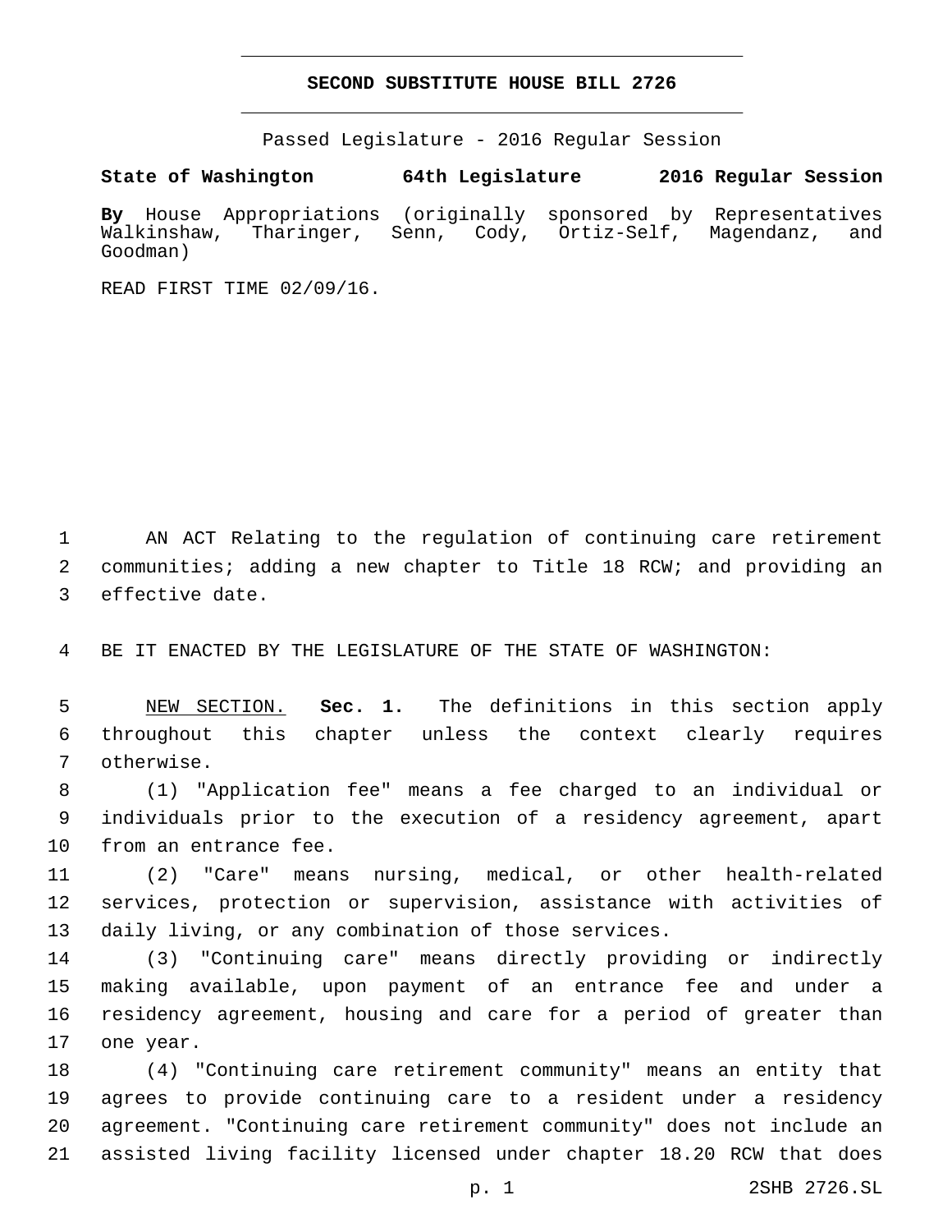# SECOND SUBSTITUTE HOUSE BILL 2726

Passed Legislature - 2016 Regular Session

**State of Washington 64th Legislature 2016 Regular Session**

**By** House Appropriations (originally sponsored by Representatives Walkinshaw, Tharinger, Senn, Cody, Ortiz-Self, Magendanz, and Goodman)

READ FIRST TIME 02/09/16.

AN ACT Relating to the regulation of continuing care retirement communities; adding a new chapter to Title 18 RCW; and providing an effective date.

BE IT ENACTED BY THE LEGISLATURE OF THE STATE OF WASHINGTON:

NEW SECTION. **Sec. 1.** The definitions in this section apply throughout this chapter unless the context clearly requires otherwise.

(1) "Application fee" means a fee charged to an individual or individuals prior to the execution of a residency agreement, apart from an entrance fee.

(2) "Care" means nursing, medical, or other health-related services, protection or supervision, assistance with activities of daily living, or any combination of those services.

(3) "Continuing care" means directly providing or indirectly making available, upon payment of an entrance fee and under a residency agreement, housing and care for a period of greater than one year.

(4) "Continuing care retirement community" means an entity that agrees to provide continuing care to a resident under a residency agreement. "Continuing care retirement community" does not include an assisted living facility licensed under chapter 18.20 RCW that does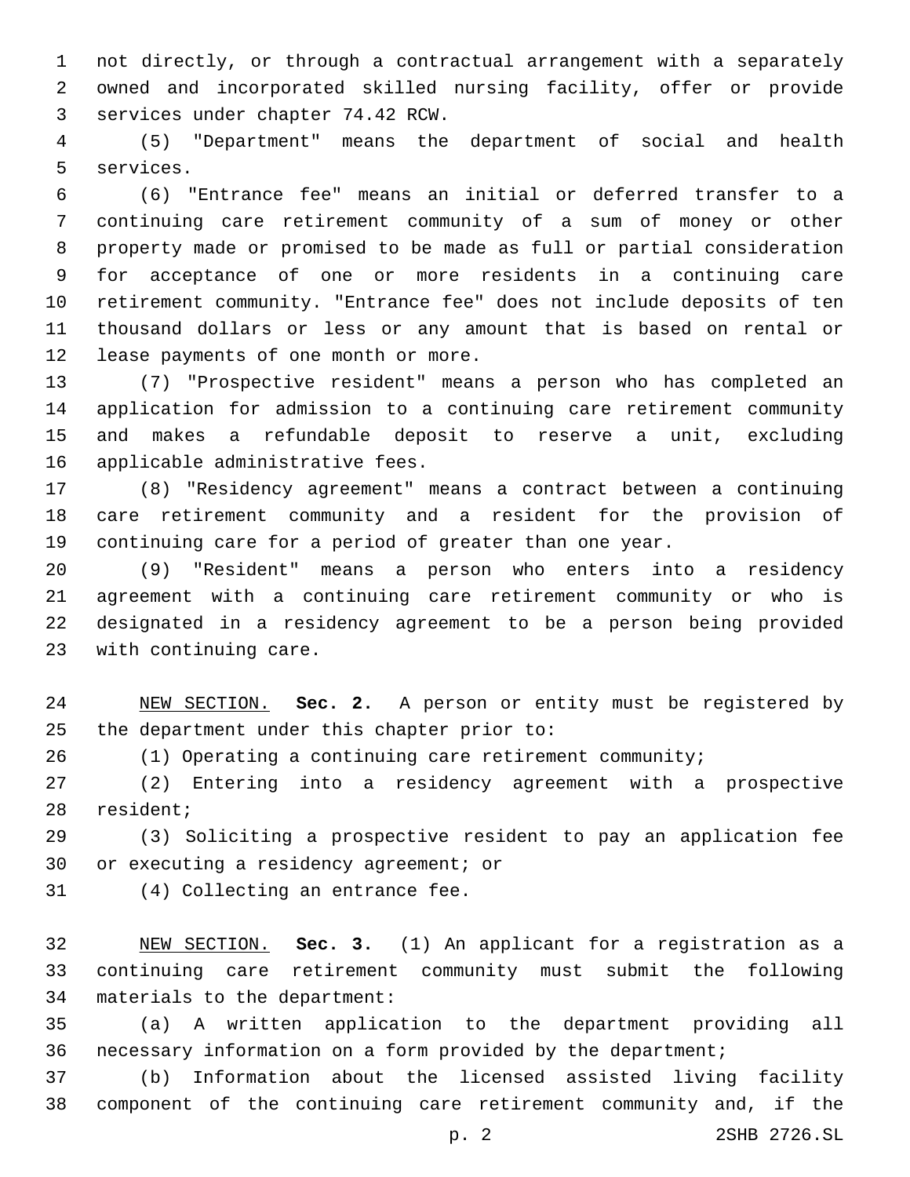not directly, or through a contractual arrangement with a separately owned and incorporated skilled nursing facility, offer or provide services under chapter 74.42 RCW.

(5) "Department" means the department of social and health services.

(6) "Entrance fee" means an initial or deferred transfer to a continuing care retirement community of a sum of money or other property made or promised to be made as full or partial consideration for acceptance of one or more residents in a continuing care retirement community. "Entrance fee" does not include deposits of ten thousand dollars or less or any amount that is based on rental or lease payments of one month or more.

(7) "Prospective resident" means a person who has completed an application for admission to a continuing care retirement community and makes a refundable deposit to reserve a unit, excluding applicable administrative fees.

(8) "Residency agreement" means a contract between a continuing care retirement community and a resident for the provision of continuing care for a period of greater than one year.

(9) "Resident" means a person who enters into a residency agreement with a continuing care retirement community or who is designated in a residency agreement to be a person being provided with continuing care.

NEW SECTION. **Sec. 2.** A person or entity must be registered by the department under this chapter prior to:

(1) Operating a continuing care retirement community;

(2) Entering into a residency agreement with a prospective resident;

(3) Soliciting a prospective resident to pay an application fee or executing a residency agreement; or

(4) Collecting an entrance fee.

NEW SECTION. **Sec. 3.** (1) An applicant for a registration as a continuing care retirement community must submit the following materials to the department:

(a) A written application to the department providing all necessary information on a form provided by the department;

(b) Information about the licensed assisted living facility component of the continuing care retirement community and, if the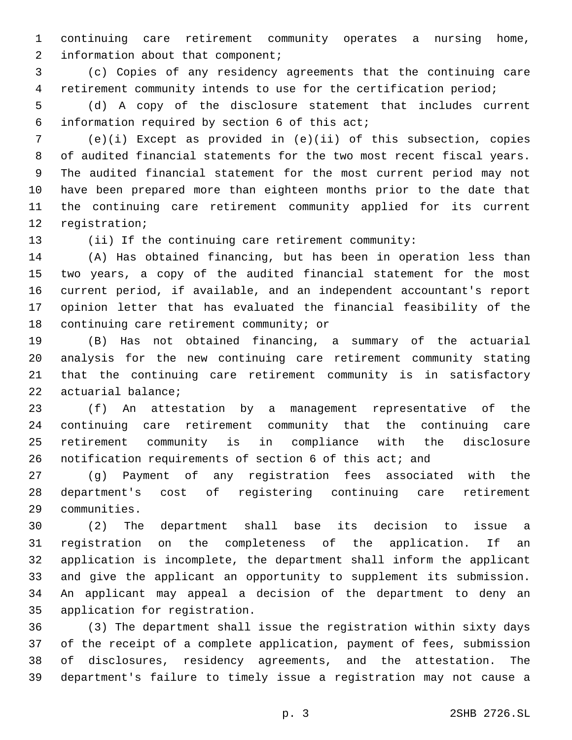continuing care retirement community operates a nursing home, information about that component;

(c) Copies of any residency agreements that the continuing care retirement community intends to use for the certification period;

(d) A copy of the disclosure statement that includes current information required by section 6 of this act;

(e)(i) Except as provided in (e)(ii) of this subsection, copies of audited financial statements for the two most recent fiscal years. The audited financial statement for the most current period may not have been prepared more than eighteen months prior to the date that the continuing care retirement community applied for its current registration;

(ii) If the continuing care retirement community:

(A) Has obtained financing, but has been in operation less than two years, a copy of the audited financial statement for the most current period, if available, and an independent accountant's report opinion letter that has evaluated the financial feasibility of the continuing care retirement community; or

(B) Has not obtained financing, a summary of the actuarial analysis for the new continuing care retirement community stating that the continuing care retirement community is in satisfactory actuarial balance;

(f) An attestation by a management representative of the continuing care retirement community that the continuing care retirement community is in compliance with the disclosure notification requirements of section 6 of this act; and

(g) Payment of any registration fees associated with the department's cost of registering continuing care retirement communities.

(2) The department shall base its decision to issue a registration on the completeness of the application. If an application is incomplete, the department shall inform the applicant and give the applicant an opportunity to supplement its submission. An applicant may appeal a decision of the department to deny an application for registration.

(3) The department shall issue the registration within sixty days of the receipt of a complete application, payment of fees, submission of disclosures, residency agreements, and the attestation. The department's failure to timely issue a registration may not cause a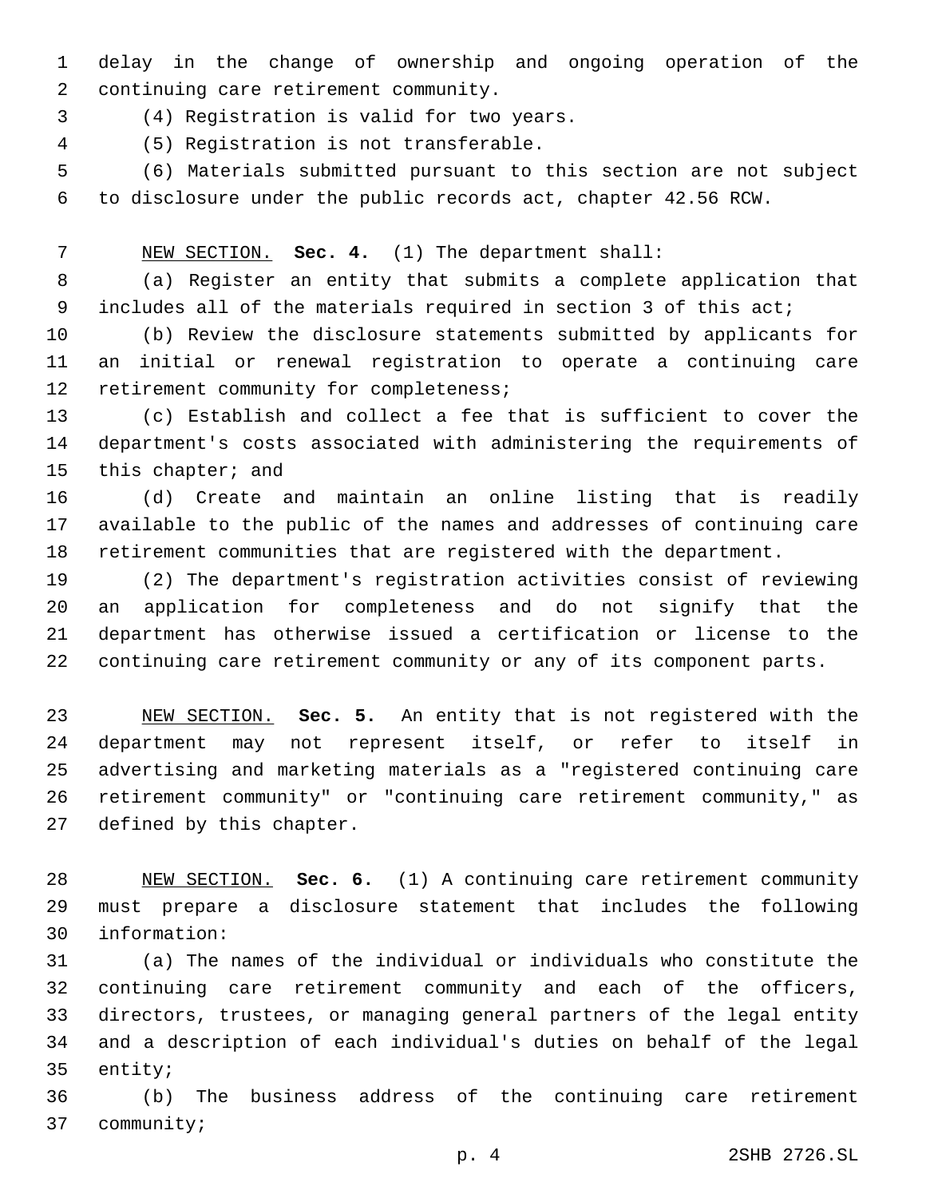delay in the change of ownership and ongoing operation of the continuing care retirement community.

(4) Registration is valid for two years.

(5) Registration is not transferable.

(6) Materials submitted pursuant to this section are not subject to disclosure under the public records act, chapter 42.56 RCW.

NEW SECTION. **Sec. 4.** (1) The department shall:

(a) Register an entity that submits a complete application that includes all of the materials required in section 3 of this act;

(b) Review the disclosure statements submitted by applicants for an initial or renewal registration to operate a continuing care retirement community for completeness;

(c) Establish and collect a fee that is sufficient to cover the department's costs associated with administering the requirements of this chapter; and

(d) Create and maintain an online listing that is readily available to the public of the names and addresses of continuing care retirement communities that are registered with the department.

(2) The department's registration activities consist of reviewing an application for completeness and do not signify that the department has otherwise issued a certification or license to the continuing care retirement community or any of its component parts.

NEW SECTION. **Sec. 5.** An entity that is not registered with the department may not represent itself, or refer to itself in advertising and marketing materials as a "registered continuing care retirement community" or "continuing care retirement community," as defined by this chapter.

NEW SECTION. **Sec. 6.** (1) A continuing care retirement community must prepare a disclosure statement that includes the following information:

(a) The names of the individual or individuals who constitute the continuing care retirement community and each of the officers, directors, trustees, or managing general partners of the legal entity and a description of each individual's duties on behalf of the legal entity;

(b) The business address of the continuing care retirement community;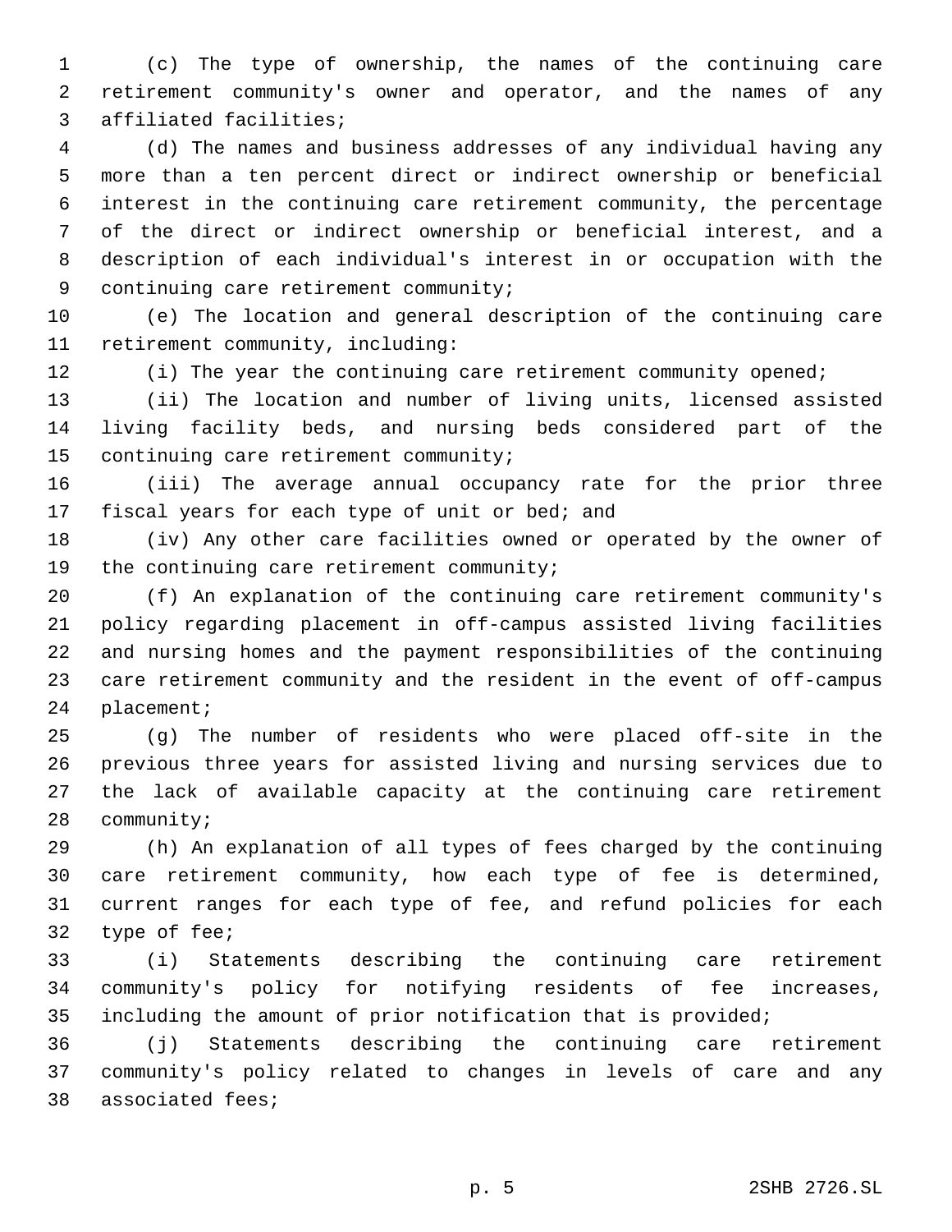(c) The type of ownership, the names of the continuing care retirement community's owner and operator, and the names of any affiliated facilities;

(d) The names and business addresses of any individual having any more than a ten percent direct or indirect ownership or beneficial interest in the continuing care retirement community, the percentage of the direct or indirect ownership or beneficial interest, and a description of each individual's interest in or occupation with the continuing care retirement community;

(e) The location and general description of the continuing care retirement community, including:

(i) The year the continuing care retirement community opened;

(ii) The location and number of living units, licensed assisted living facility beds, and nursing beds considered part of the continuing care retirement community;

(iii) The average annual occupancy rate for the prior three fiscal years for each type of unit or bed; and

(iv) Any other care facilities owned or operated by the owner of the continuing care retirement community;

(f) An explanation of the continuing care retirement community's policy regarding placement in off-campus assisted living facilities and nursing homes and the payment responsibilities of the continuing care retirement community and the resident in the event of off-campus placement;

(g) The number of residents who were placed off-site in the previous three years for assisted living and nursing services due to the lack of available capacity at the continuing care retirement community;

(h) An explanation of all types of fees charged by the continuing care retirement community, how each type of fee is determined, current ranges for each type of fee, and refund policies for each type of fee;

(i) Statements describing the continuing care retirement community's policy for notifying residents of fee increases, including the amount of prior notification that is provided;

(j) Statements describing the continuing care retirement community's policy related to changes in levels of care and any associated fees;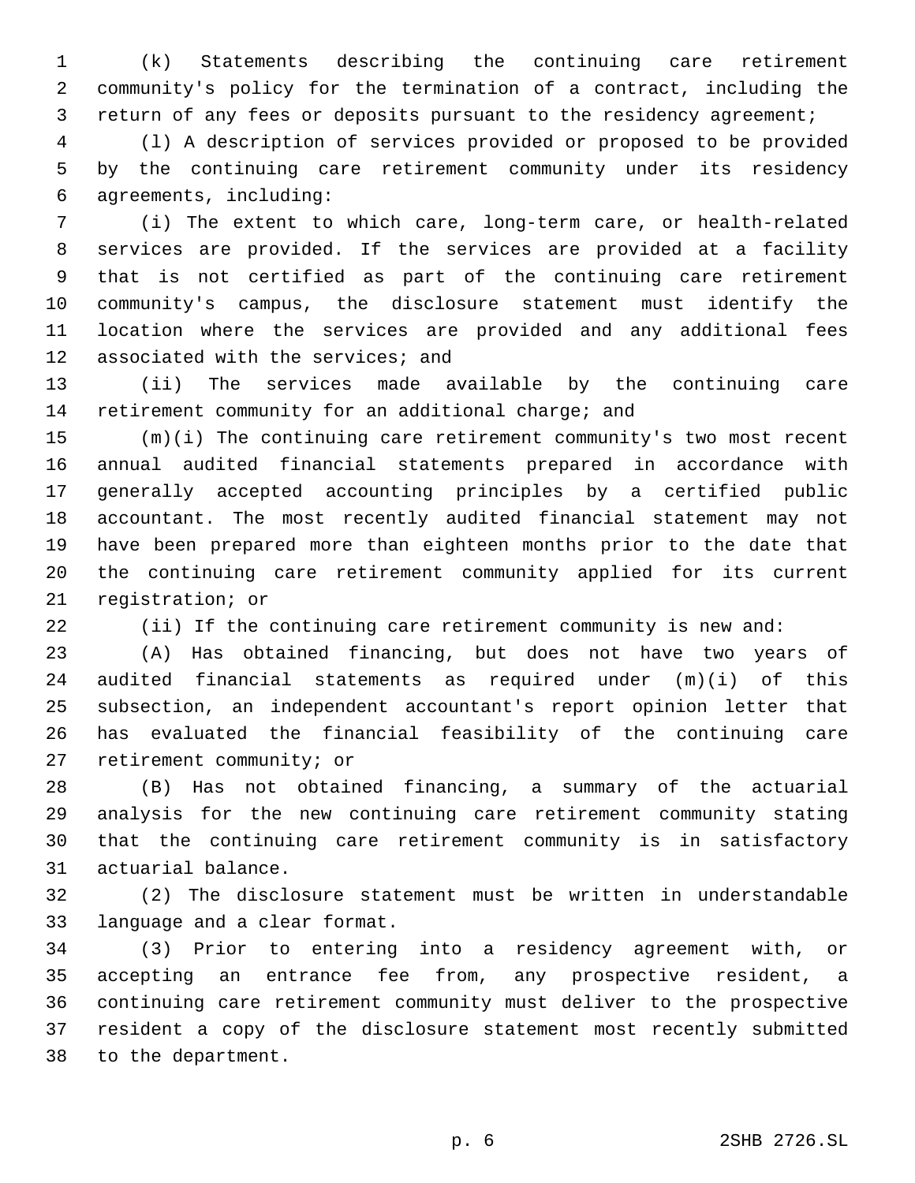(k) Statements describing the continuing care retirement community's policy for the termination of a contract, including the return of any fees or deposits pursuant to the residency agreement;

(l) A description of services provided or proposed to be provided by the continuing care retirement community under its residency agreements, including:

(i) The extent to which care, long-term care, or health-related services are provided. If the services are provided at a facility that is not certified as part of the continuing care retirement community's campus, the disclosure statement must identify the location where the services are provided and any additional fees associated with the services; and

(ii) The services made available by the continuing care retirement community for an additional charge; and

(m)(i) The continuing care retirement community's two most recent annual audited financial statements prepared in accordance with generally accepted accounting principles by a certified public accountant. The most recently audited financial statement may not have been prepared more than eighteen months prior to the date that the continuing care retirement community applied for its current registration; or

(ii) If the continuing care retirement community is new and:

(A) Has obtained financing, but does not have two years of audited financial statements as required under (m)(i) of this subsection, an independent accountant's report opinion letter that has evaluated the financial feasibility of the continuing care retirement community; or

(B) Has not obtained financing, a summary of the actuarial analysis for the new continuing care retirement community stating that the continuing care retirement community is in satisfactory actuarial balance.

(2) The disclosure statement must be written in understandable language and a clear format.

(3) Prior to entering into a residency agreement with, or accepting an entrance fee from, any prospective resident, a continuing care retirement community must deliver to the prospective resident a copy of the disclosure statement most recently submitted to the department.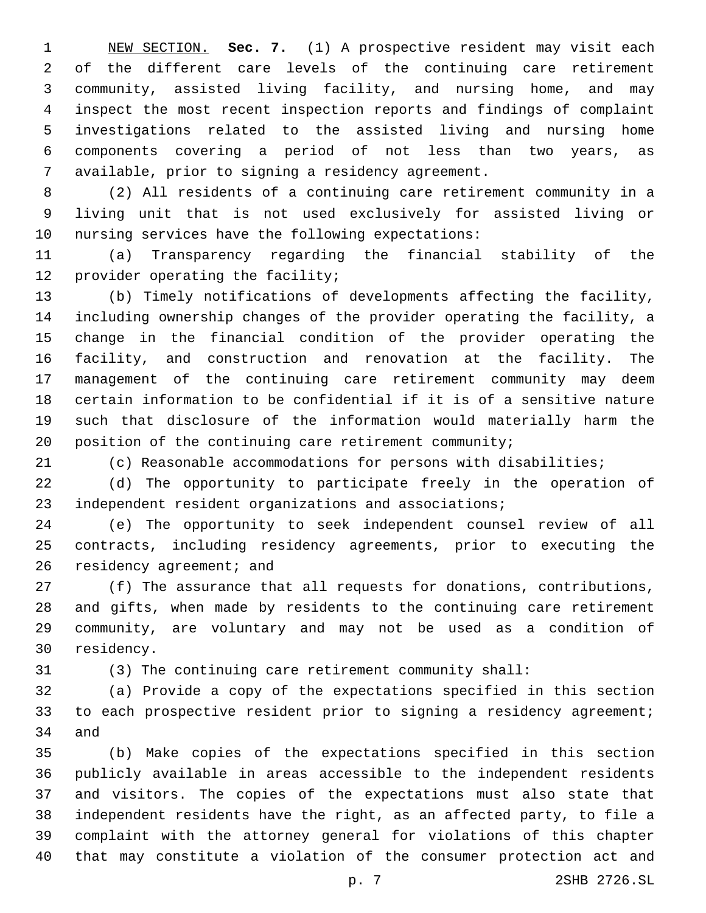NEW SECTION. **Sec. 7.** (1) A prospective resident may visit each of the different care levels of the continuing care retirement community, assisted living facility, and nursing home, and may inspect the most recent inspection reports and findings of complaint investigations related to the assisted living and nursing home components covering a period of not less than two years, as available, prior to signing a residency agreement.

(2) All residents of a continuing care retirement community in a living unit that is not used exclusively for assisted living or nursing services have the following expectations:

(a) Transparency regarding the financial stability of the provider operating the facility;

(b) Timely notifications of developments affecting the facility, including ownership changes of the provider operating the facility, a change in the financial condition of the provider operating the facility, and construction and renovation at the facility. The management of the continuing care retirement community may deem certain information to be confidential if it is of a sensitive nature such that disclosure of the information would materially harm the position of the continuing care retirement community;

(c) Reasonable accommodations for persons with disabilities;

(d) The opportunity to participate freely in the operation of independent resident organizations and associations;

(e) The opportunity to seek independent counsel review of all contracts, including residency agreements, prior to executing the residency agreement; and

(f) The assurance that all requests for donations, contributions, and gifts, when made by residents to the continuing care retirement community, are voluntary and may not be used as a condition of residency.

(3) The continuing care retirement community shall:

(a) Provide a copy of the expectations specified in this section to each prospective resident prior to signing a residency agreement; and

(b) Make copies of the expectations specified in this section publicly available in areas accessible to the independent residents and visitors. The copies of the expectations must also state that independent residents have the right, as an affected party, to file a complaint with the attorney general for violations of this chapter that may constitute a violation of the consumer protection act and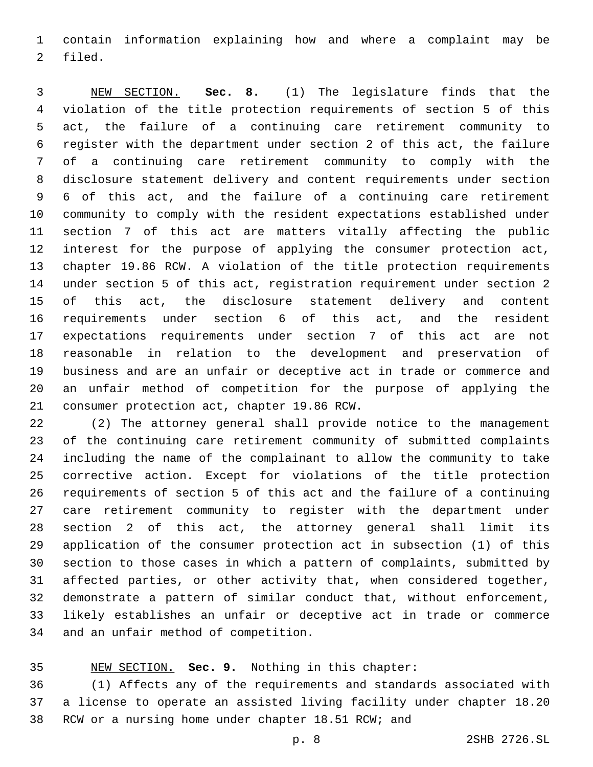contain information explaining how and where a complaint may be filed.

NEW SECTION. **Sec. 8.** (1) The legislature finds that the violation of the title protection requirements of section 5 of this act, the failure of a continuing care retirement community to register with the department under section 2 of this act, the failure of a continuing care retirement community to comply with the disclosure statement delivery and content requirements under section 6 of this act, and the failure of a continuing care retirement community to comply with the resident expectations established under section 7 of this act are matters vitally affecting the public interest for the purpose of applying the consumer protection act, chapter 19.86 RCW. A violation of the title protection requirements under section 5 of this act, registration requirement under section 2 of this act, the disclosure statement delivery and content requirements under section 6 of this act, and the resident expectations requirements under section 7 of this act are not reasonable in relation to the development and preservation of business and are an unfair or deceptive act in trade or commerce and an unfair method of competition for the purpose of applying the consumer protection act, chapter 19.86 RCW.

(2) The attorney general shall provide notice to the management of the continuing care retirement community of submitted complaints including the name of the complainant to allow the community to take corrective action. Except for violations of the title protection requirements of section 5 of this act and the failure of a continuing care retirement community to register with the department under section 2 of this act, the attorney general shall limit its application of the consumer protection act in subsection (1) of this section to those cases in which a pattern of complaints, submitted by affected parties, or other activity that, when considered together, demonstrate a pattern of similar conduct that, without enforcement, likely establishes an unfair or deceptive act in trade or commerce and an unfair method of competition.

NEW SECTION. **Sec. 9.** Nothing in this chapter:

(1) Affects any of the requirements and standards associated with a license to operate an assisted living facility under chapter 18.20 RCW or a nursing home under chapter 18.51 RCW; and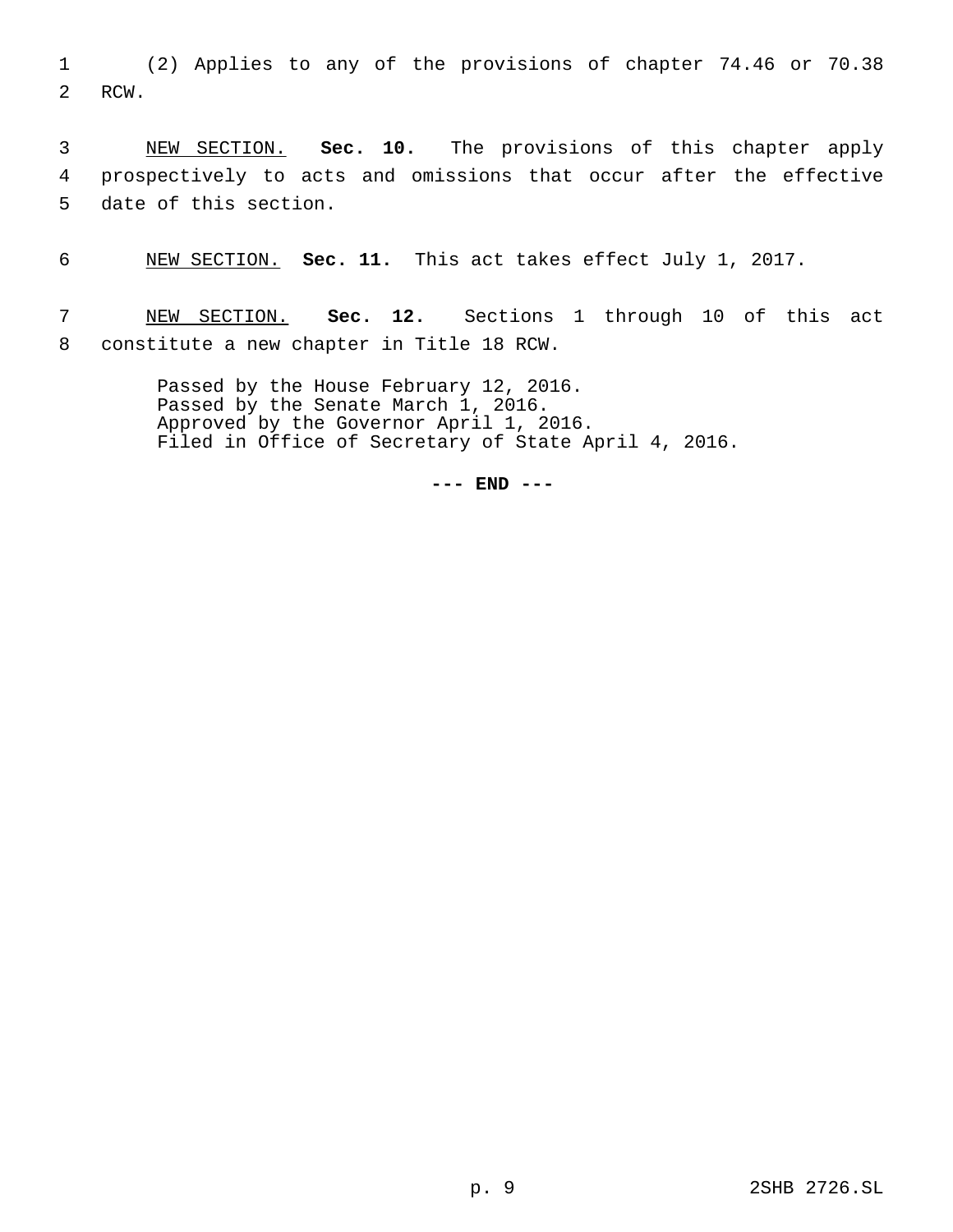(2) Applies to any of the provisions of chapter 74.46 or 70.38 RCW.

NEW SECTION. **Sec. 10.** The provisions of this chapter apply prospectively to acts and omissions that occur after the effective date of this section.

NEW SECTION. **Sec. 11.** This act takes effect July 1, 2017.

NEW SECTION. **Sec. 12.** Sections 1 through 10 of this act constitute a new chapter in Title 18 RCW.

Passed by the House February 12, 2016.
Passed by the Senate March 1, 2016.
Approved by the Governor April 1, 2016.
Filed in Office of Secretary of State April 4, 2016.

**--- END ---**